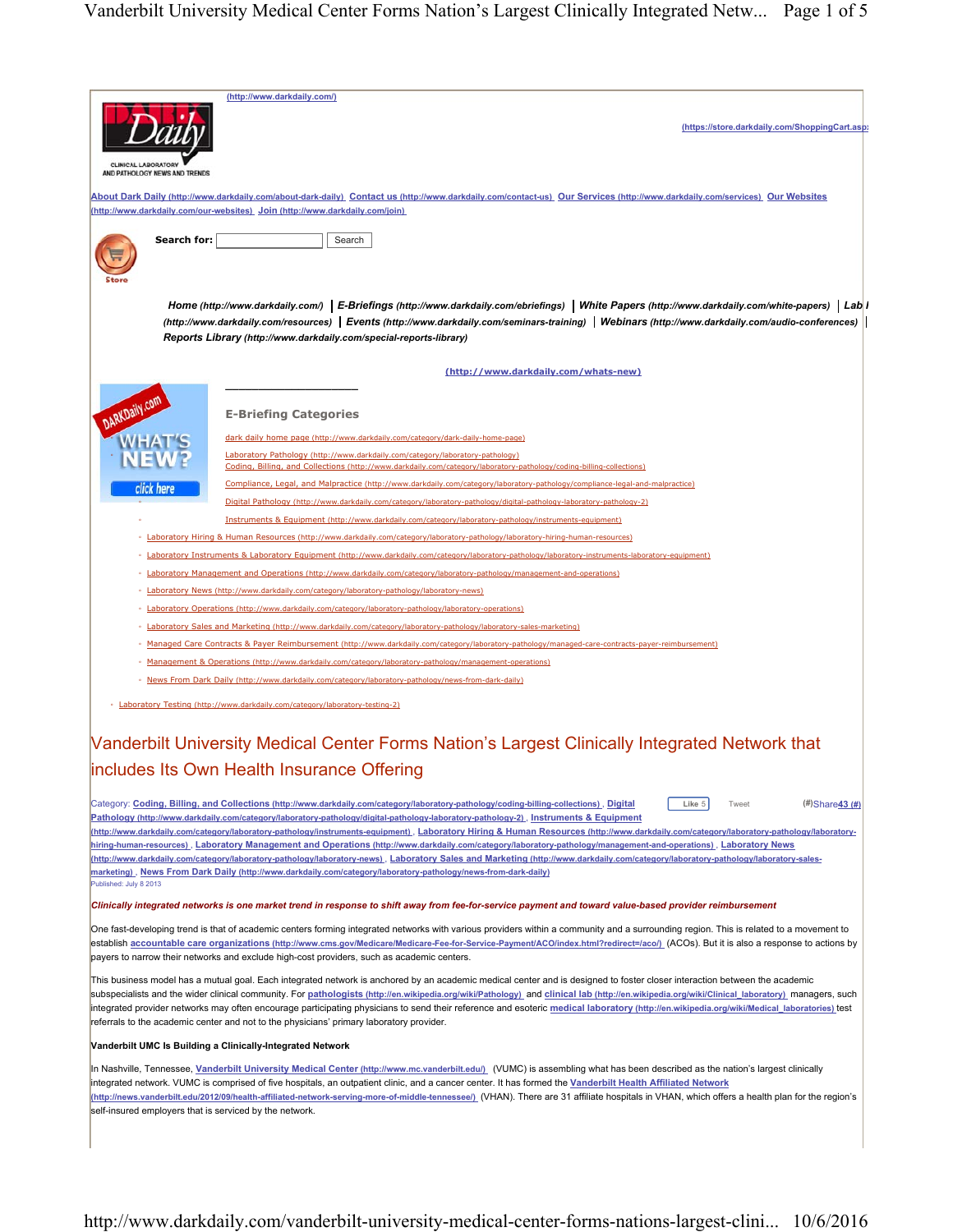(http://www.darkdaily.com/)

(https://store.darkdaily.com/ShoppingCart.asp

About Dark Daily (http://www.darkdaily.com/about-dark-daily) Contact us (http://www.darkdaily.com/contact-us) Our Services (http://www.darkdaily.com/services) Our Websites (http://www.darkdaily.com/our-websites) Join (http://www.darkdaily.com/join)

Search for: Search

*Home (http://www.darkdaily.com/)* | *E-Briefings (http://www.darkdaily.com/ebriefings)* | *White Papers (http://www.darkdaily.com/white-papers)* | *Lab (http://www.darkdaily.com/resources)* | *Events (http://www.darkdaily.com/seminars-training)* | *Webinars (http://www.darkdaily.com/audio-conferences)* | *Reports Library (http://www.darkdaily.com/special-reports-library)*

(http://www.darkdaily.com/whats-new)

## E-Briefing Categories

- dark daily home page (http://www.darkdaily.com/category/dark-daily-home-page)
- Laboratory Pathology (http://www.darkdaily.com/category/laboratory-pathology)
- Coding, Billing, and Collections (http://www.darkdaily.com/category/laboratory-pathology/coding-billing-collections)
- Compliance, Legal, and Malpractice (http://www.darkdaily.com/category/laboratory-pathology/compliance-legal-and-malpractice)
- Digital Pathology (http://www.darkdaily.com/category/laboratory-pathology/digital-pathology-laboratory-pathology-2)
- Instruments & Equipment (http://www.darkdaily.com/category/laboratory-pathology/instruments-equipment)
- Laboratory Hiring & Human Resources (http://www.darkdaily.com/category/laboratory-pathology/laboratory-hiring-human-resources)
- Laboratory Instruments & Laboratory Equipment (http://www.darkdaily.com/category/laboratory-pathology/laboratory-instruments-laboratory-equipment)
- Laboratory Management and Operations (http://www.darkdaily.com/category/laboratory-pathology/management-and-operations)
- Laboratory News (http://www.darkdaily.com/category/laboratory-pathology/laboratory-news)
- Laboratory Operations (http://www.darkdaily.com/category/laboratory-pathology/laboratory-operations)
- Laboratory Sales and Marketing (http://www.darkdaily.com/category/laboratory-pathology/laboratory-sales-marketing)
- Managed Care Contracts & Payer Reimbursement (http://www.darkdaily.com/category/laboratory-pathology/managed-care-contracts-payer-reimbursement)
- Management & Operations (http://www.darkdaily.com/category/laboratory-pathology/management-operations)
- News From Dark Daily (http://www.darkdaily.com/category/laboratory-pathology/news-from-dark-daily)
- Laboratory Testing (http://www.darkdaily.com/category/laboratory-testing-2)

# Vanderbilt University Medical Center Forms Nation's Largest Clinically Integrated Network that includes Its Own Health Insurance Offering

Category: **Coding, Billing, and Collections (http://www.darkdaily.com/category/laboratory-pathology/coding-billing-collections)**, **Digital Pathology (http://www.darkdaily.com/category/laboratory-pathology/digital-pathology-laboratory-pathology-2)**, **Instruments & Equipment (http://www.darkdaily.com/category/laboratory-pathology/instruments-equipment)**, **Laboratory Hiring & Human Resources (http://www.darkdaily.com/category/laboratory-pathology/laboratory-hiring-human-resources)**, **Laboratory Management and Operations (http://www.darkdaily.com/category/laboratory-pathology/management-and-operations)**, **Laboratory News (http://www.darkdaily.com/category/laboratory-pathology/laboratory-news)**, **Laboratory Sales and Marketing (http://www.darkdaily.com/category/laboratory-pathology/laboratory-sales-marketing)**, **News From Dark Daily (http://www.darkdaily.com/category/laboratory-pathology/news-from-dark-daily)**

Like 5 Tweet (#)Share 43 (#)

Published: July 8 2013

***Clinically integrated networks is one market trend in response to shift away from fee-for-service payment and toward value-based provider reimbursement***

One fast-developing trend is that of academic centers forming integrated networks with various providers within a community and a surrounding region. This is related to a movement to establish **accountable care organizations (http://www.cms.gov/Medicare/Medicare-Fee-for-Service-Payment/ACO/index.html?redirect=/aco/)** (ACOs). But it is also a response to actions by payers to narrow their networks and exclude high-cost providers, such as academic centers.

This business model has a mutual goal. Each integrated network is anchored by an academic medical center and is designed to foster closer interaction between the academic subspecialists and the wider clinical community. For **pathologists (http://en.wikipedia.org/wiki/Pathology)** and **clinical lab (http://en.wikipedia.org/wiki/Clinical_laboratory)** managers, such integrated provider networks may often encourage participating physicians to send their reference and esoteric **medical laboratory (http://en.wikipedia.org/wiki/Medical_laboratories)** test referrals to the academic center and not to the physicians' primary laboratory provider.

**Vanderbilt UMC Is Building a Clinically-Integrated Network**

In Nashville, Tennessee, **Vanderbilt University Medical Center (http://www.mc.vanderbilt.edu/)** (VUMC) is assembling what has been described as the nation's largest clinically integrated network. VUMC is comprised of five hospitals, an outpatient clinic, and a cancer center. It has formed the **Vanderbilt Health Affiliated Network (http://news.vanderbilt.edu/2012/09/health-affiliated-network-serving-more-of-middle-tennessee/)** (VHAN). There are 31 affiliate hospitals in VHAN, which offers a health plan for the region's self-insured employers that is serviced by the network.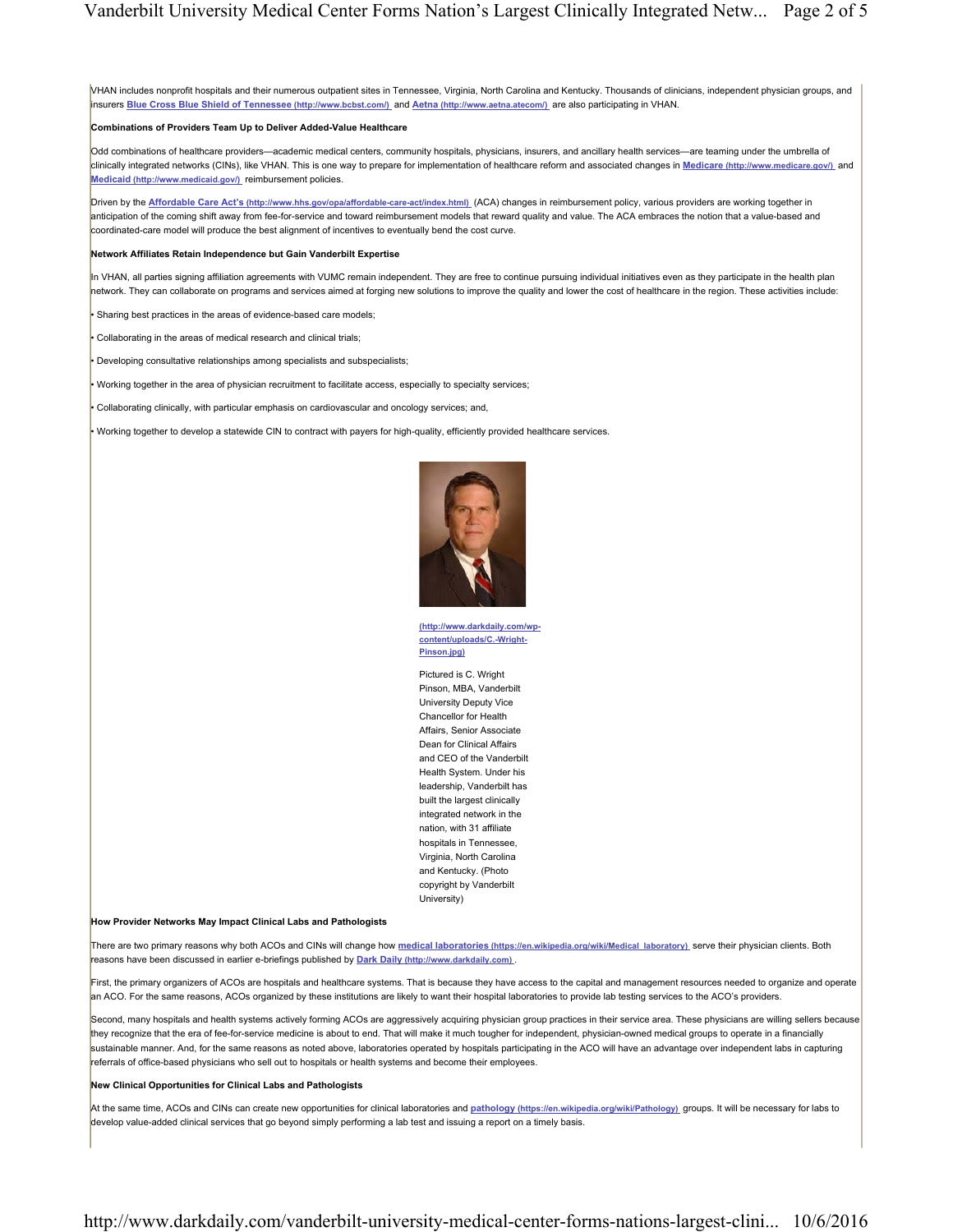VHAN includes nonprofit hospitals and their numerous outpatient sites in Tennessee, Virginia, North Carolina and Kentucky. Thousands of clinicians, independent physician groups, and insurers **Blue Cross Blue Shield of Tennessee (http://www.bcbst.com/)** and **Aetna (http://www.aetna.atecom/)** are also participating in VHAN.

**Combinations of Providers Team Up to Deliver Added-Value Healthcare**

Odd combinations of healthcare providers—academic medical centers, community hospitals, physicians, insurers, and ancillary health services—are teaming under the umbrella of clinically integrated networks (CINs), like VHAN. This is one way to prepare for implementation of healthcare reform and associated changes in **Medicare (http://www.medicare.gov/)** and **Medicaid (http://www.medicaid.gov/)** reimbursement policies.

Driven by the **Affordable Care Act's (http://www.hhs.gov/opa/affordable-care-act/index.html)** (ACA) changes in reimbursement policy, various providers are working together in anticipation of the coming shift away from fee-for-service and toward reimbursement models that reward quality and value. The ACA embraces the notion that a value-based and coordinated-care model will produce the best alignment of incentives to eventually bend the cost curve.

**Network Affiliates Retain Independence but Gain Vanderbilt Expertise**

In VHAN, all parties signing affiliation agreements with VUMC remain independent. They are free to continue pursuing individual initiatives even as they participate in the health plan network. They can collaborate on programs and services aimed at forging new solutions to improve the quality and lower the cost of healthcare in the region. These activities include:

- Sharing best practices in the areas of evidence-based care models;
- Collaborating in the areas of medical research and clinical trials;
- Developing consultative relationships among specialists and subspecialists;
- Working together in the area of physician recruitment to facilitate access, especially to specialty services;
- Collaborating clinically, with particular emphasis on cardiovascular and oncology services; and,
- Working together to develop a statewide CIN to contract with payers for high-quality, efficiently provided healthcare services.

(http://www.darkdaily.com/wp-content/uploads/C.-Wright-Pinson.jpg)

Pictured is C. Wright Pinson, MBA, Vanderbilt University Deputy Vice Chancellor for Health Affairs, Senior Associate Dean for Clinical Affairs and CEO of the Vanderbilt Health System. Under his leadership, Vanderbilt has built the largest clinically integrated network in the nation, with 31 affiliate hospitals in Tennessee, Virginia, North Carolina and Kentucky. (Photo copyright by Vanderbilt University)

**How Provider Networks May Impact Clinical Labs and Pathologists**

There are two primary reasons why both ACOs and CINs will change how **medical laboratories (https://en.wikipedia.org/wiki/Medical_laboratory)** serve their physician clients. Both reasons have been discussed in earlier e-briefings published by **Dark Daily (http://www.darkdaily.com)**.

First, the primary organizers of ACOs are hospitals and healthcare systems. That is because they have access to the capital and management resources needed to organize and operate an ACO. For the same reasons, ACOs organized by these institutions are likely to want their hospital laboratories to provide lab testing services to the ACO's providers.

Second, many hospitals and health systems actively forming ACOs are aggressively acquiring physician group practices in their service area. These physicians are willing sellers because they recognize that the era of fee-for-service medicine is about to end. That will make it much tougher for independent, physician-owned medical groups to operate in a financially sustainable manner. And, for the same reasons as noted above, laboratories operated by hospitals participating in the ACO will have an advantage over independent labs in capturing referrals of office-based physicians who sell out to hospitals or health systems and become their employees.

**New Clinical Opportunities for Clinical Labs and Pathologists**

At the same time, ACOs and CINs can create new opportunities for clinical laboratories and **pathology (https://en.wikipedia.org/wiki/Pathology)** groups. It will be necessary for labs to develop value-added clinical services that go beyond simply performing a lab test and issuing a report on a timely basis.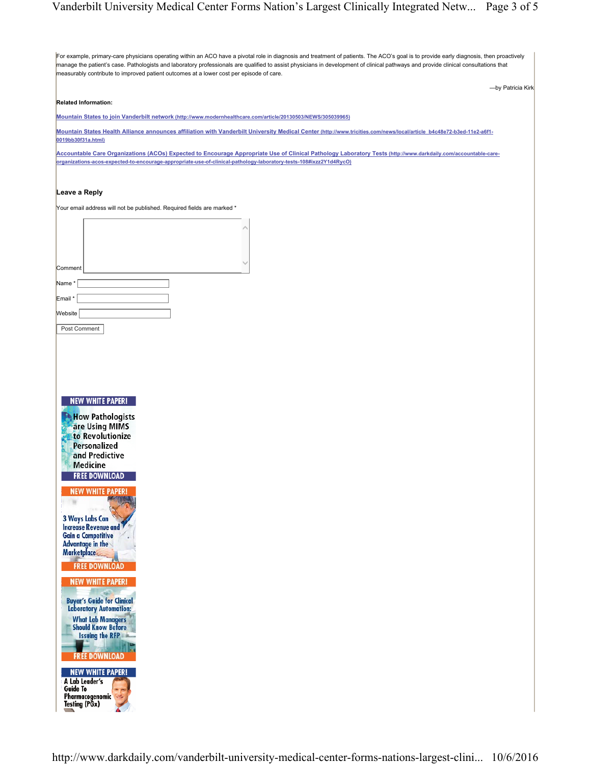For example, primary-care physicians operating within an ACO have a pivotal role in diagnosis and treatment of patients. The ACO's goal is to provide early diagnosis, then proactively manage the patient's case. Pathologists and laboratory professionals are qualified to assist physicians in development of clinical pathways and provide clinical consultations that measurably contribute to improved patient outcomes at a lower cost per episode of care.

—by Patricia Kirk

**Related Information:**

[Mountain States to join Vanderbilt network (http://www.modernhealthcare.com/article/20130503/NEWS/305039965)](http://www.modernhealthcare.com/article/20130503/NEWS/305039965)

[Mountain States Health Alliance announces affiliation with Vanderbilt University Medical Center (http://www.tricities.com/news/local/article_b4c48e72-b3ed-11e2-a6f1-0019bb30f31a.html)](http://www.tricities.com/news/local/article_b4c48e72-b3ed-11e2-a6f1-0019bb30f31a.html)

[Accountable Care Organizations (ACOs) Expected to Encourage Appropriate Use of Clinical Pathology Laboratory Tests (http://www.darkdaily.com/accountable-care-organizations-acos-expected-to-encourage-appropriate-use-of-clinical-pathology-laboratory-tests-108#ixzz2Y1d4RycO)](http://www.darkdaily.com/accountable-care-organizations-acos-expected-to-encourage-appropriate-use-of-clinical-pathology-laboratory-tests-108#ixzz2Y1d4RycO)

### Leave a Reply

Your email address will not be published. Required fields are marked *

Comment

Name *

Email *

Website

Post Comment

NEW WHITE PAPER!
How Pathologists are Using MIMS to Revolutionize Personalized and Predictive Medicine
FREE DOWNLOAD

NEW WHITE PAPER!
3 Ways Labs Can Increase Revenue and Gain a Competitive Advantage in the Marketplace
FREE DOWNLOAD

NEW WHITE PAPER!
Buyer's Guide for Clinical Laboratory Automation: What Lab Managers Should Know Before Issuing the RFP
FREE DOWNLOAD

NEW WHITE PAPER!
A Lab Leader's Guide To Pharmacogenomic Testing (PGx)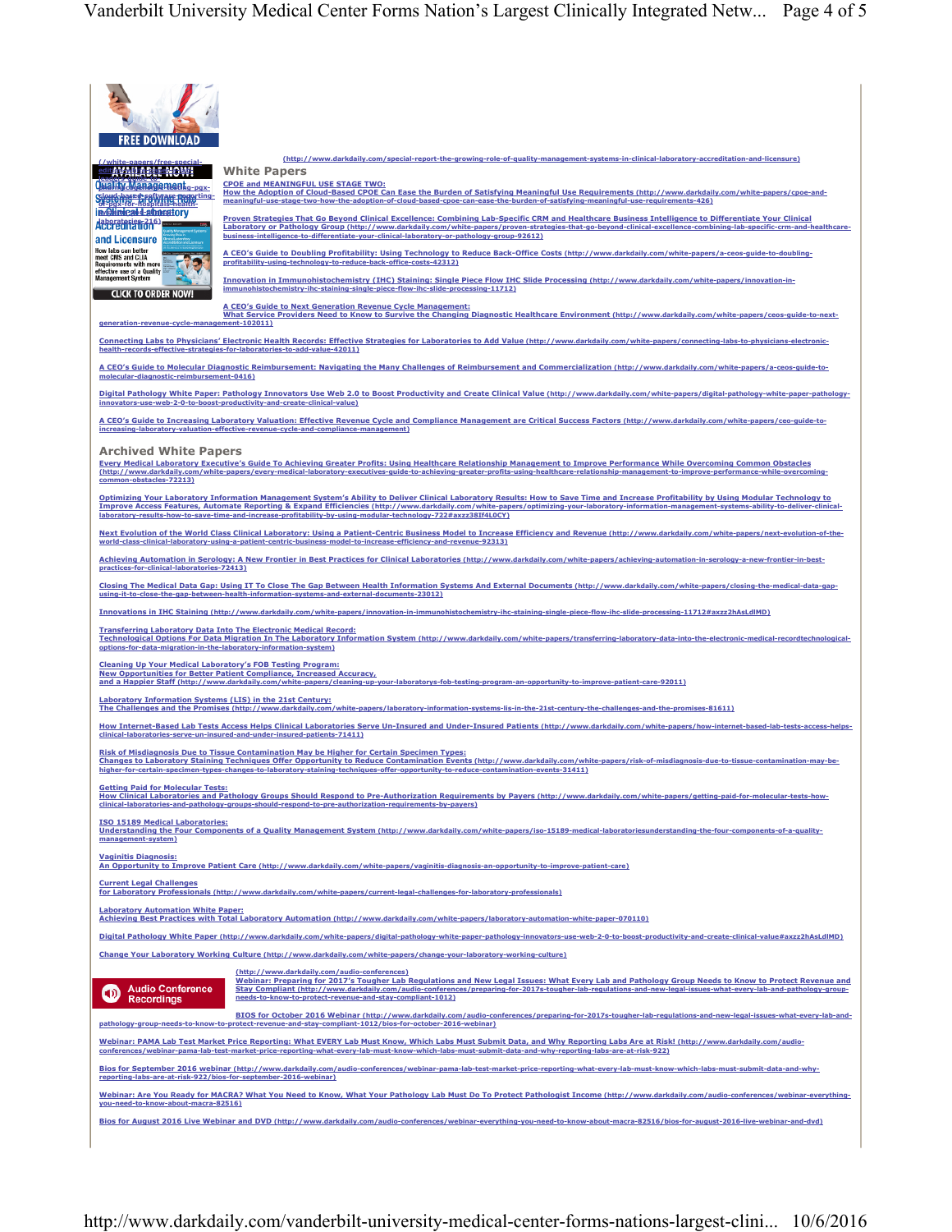(http://www.darkdaily.com/special-report-the-growing-role-of-quality-management-systems-in-clinical-laboratory-accreditation-and-licensure)

## White Papers

CPOE and MEANINGFUL USE STAGE TWO: How the Adoption of Cloud-Based CPOE Can Ease the Burden of Satisfying Meaningful Use Requirements (http://www.darkdaily.com/white-papers/cpoe-and-meaningful-use-stage-two-how-the-adoption-of-cloud-based-cpoe-can-ease-the-burden-of-satisfying-meaningful-use-requirements-426)

Proven Strategies That Go Beyond Clinical Excellence: Combining Lab-Specific CRM and Healthcare Business Intelligence to Differentiate Your Clinical Laboratory or Pathology Group (http://www.darkdaily.com/white-papers/proven-strategies-that-go-beyond-clinical-excellence-combining-lab-specific-crm-and-healthcare-business-intelligence-to-differentiate-your-clinical-laboratory-or-pathology-group-92612)

A CEO's Guide to Doubling Profitability: Using Technology to Reduce Back-Office Costs (http://www.darkdaily.com/white-papers/a-ceos-guide-to-doubling-profitability-using-technology-to-reduce-back-office-costs-42312)

Innovation in Immunohistochemistry (IHC) Staining: Single Piece Flow IHC Slide Processing (http://www.darkdaily.com/white-papers/innovation-in-immunohistochemistry-ihc-staining-single-piece-flow-ihc-slide-processing-11712)

A CEO's Guide to Next Generation Revenue Cycle Management: What Service Providers Need to Know to Survive the Changing Diagnostic Healthcare Environment (http://www.darkdaily.com/white-papers/ceos-guide-to-next-generation-revenue-cycle-management-102011)

Connecting Labs to Physicians' Electronic Health Records: Effective Strategies for Laboratories to Add Value (http://www.darkdaily.com/white-papers/connecting-labs-to-physicians-electronic-health-records-effective-strategies-for-laboratories-to-add-value-42011)

A CEO's Guide to Molecular Diagnostic Reimbursement: Navigating the Many Challenges of Reimbursement and Commercialization (http://www.darkdaily.com/white-papers/a-ceos-guide-to-molecular-diagnostic-reimbursement-0416)

Digital Pathology White Paper: Pathology Innovators Use Web 2.0 to Boost Productivity and Create Clinical Value (http://www.darkdaily.com/white-papers/digital-pathology-white-paper-pathology-innovators-use-web-2-0-to-boost-productivity-and-create-clinical-value)

A CEO's Guide to Increasing Laboratory Valuation: Effective Revenue Cycle and Compliance Management are Critical Success Factors (http://www.darkdaily.com/white-papers/ceo-guide-to-increasing-laboratory-valuation-effective-revenue-cycle-and-compliance-management)

## Archived White Papers

Every Medical Laboratory Executive's Guide To Achieving Greater Profits: Using Healthcare Relationship Management to Improve Performance While Overcoming Common Obstacles (http://www.darkdaily.com/white-papers/every-medical-laboratory-executives-guide-to-achieving-greater-profits-using-healthcare-relationship-management-to-improve-performance-while-overcoming-common-obstacles-72213)

Optimizing Your Laboratory Information Management System's Ability to Deliver Clinical Laboratory Results: How to Save Time and Increase Profitability by Using Modular Technology to Improve Access Features, Automate Reporting & Expand Efficiencies (http://www.darkdaily.com/white-papers/optimizing-your-laboratory-information-management-systems-ability-to-deliver-clinical-laboratory-results-how-to-save-time-and-increase-profitability-by-using-modular-technology-722#axzz38If4L0CY)

Next Evolution of the World Class Clinical Laboratory: Using a Patient-Centric Business Model to Increase Efficiency and Revenue (http://www.darkdaily.com/white-papers/next-evolution-of-the-world-class-clinical-laboratory-using-a-patient-centric-business-model-to-increase-efficiency-and-revenue-92313)

Achieving Automation in Serology: A New Frontier in Best Practices for Clinical Laboratories (http://www.darkdaily.com/white-papers/achieving-automation-in-serology-a-new-frontier-in-best-practices-for-clinical-laboratories-72413)

Closing The Medical Data Gap: Using IT To Close The Gap Between Health Information Systems And External Documents (http://www.darkdaily.com/white-papers/closing-the-medical-data-gap-using-it-to-close-the-gap-between-health-information-systems-and-external-documents-23012)

Innovations in IHC Staining (http://www.darkdaily.com/white-papers/innovation-in-immunohistochemistry-ihc-staining-single-piece-flow-ihc-slide-processing-11712#axzz2hAsLdlMD)

Transferring Laboratory Data Into The Electronic Medical Record: Technological Options For Data Migration In The Laboratory Information System (http://www.darkdaily.com/white-papers/transferring-laboratory-data-into-the-electronic-medical-recordtechnological-options-for-data-migration-in-the-laboratory-information-system)

Cleaning Up Your Medical Laboratory's FOB Testing Program: New Opportunities for Better Patient Compliance, Increased Accuracy, and a Happier Staff (http://www.darkdaily.com/white-papers/cleaning-up-your-laboratorys-fob-testing-program-an-opportunity-to-improve-patient-care-92011)

Laboratory Information Systems (LIS) in the 21st Century: The Challenges and the Promises (http://www.darkdaily.com/white-papers/laboratory-information-systems-lis-in-the-21st-century-the-challenges-and-the-promises-81611)

How Internet-Based Lab Tests Access Helps Clinical Laboratories Serve Un-Insured and Under-Insured Patients (http://www.darkdaily.com/white-papers/how-internet-based-lab-tests-access-helps-clinical-laboratories-serve-un-insured-and-under-insured-patients-71411)

Risk of Misdiagnosis Due to Tissue Contamination May be Higher for Certain Specimen Types: Changes to Laboratory Staining Techniques Offer Opportunity to Reduce Contamination Events (http://www.darkdaily.com/white-papers/risk-of-misdiagnosis-due-to-tissue-contamination-may-be-higher-for-certain-specimen-types-changes-to-laboratory-staining-techniques-offer-opportunity-to-reduce-contamination-events-31411)

Getting Paid for Molecular Tests: How Clinical Laboratories and Pathology Groups Should Respond to Pre-Authorization Requirements by Payers (http://www.darkdaily.com/white-papers/getting-paid-for-molecular-tests-how-clinical-laboratories-and-pathology-groups-should-respond-to-pre-authorization-requirements-by-payers)

ISO 15189 Medical Laboratories: Understanding the Four Components of a Quality Management System (http://www.darkdaily.com/white-papers/iso-15189-medical-laboratoriesunderstanding-the-four-components-of-a-quality-management-system)

Vaginitis Diagnosis: An Opportunity to Improve Patient Care (http://www.darkdaily.com/white-papers/vaginitis-diagnosis-an-opportunity-to-improve-patient-care)

Current Legal Challenges for Laboratory Professionals (http://www.darkdaily.com/white-papers/current-legal-challenges-for-laboratory-professionals)

Laboratory Automation White Paper: Achieving Best Practices with Total Laboratory Automation (http://www.darkdaily.com/white-papers/laboratory-automation-white-paper-070110)

Digital Pathology White Paper (http://www.darkdaily.com/white-papers/digital-pathology-white-paper-pathology-innovators-use-web-2-0-to-boost-productivity-and-create-clinical-value#axzz2hAsLdlMD)

Change Your Laboratory Working Culture (http://www.darkdaily.com/white-papers/change-your-laboratory-working-culture)

Audio Conference Recordings

(http://www.darkdaily.com/audio-conferences)

Webinar: Preparing for 2017's Tougher Lab Regulations and New Legal Issues: What Every Lab and Pathology Group Needs to Know to Protect Revenue and Stay Compliant (http://www.darkdaily.com/audio-conferences/preparing-for-2017s-tougher-lab-regulations-and-new-legal-issues-what-every-lab-and-pathology-group-needs-to-know-to-protect-revenue-and-stay-compliant-1012)

BIOS for October 2016 Webinar (http://www.darkdaily.com/audio-conferences/preparing-for-2017s-tougher-lab-regulations-and-new-legal-issues-what-every-lab-and-pathology-group-needs-to-know-to-protect-revenue-and-stay-compliant-1012/bios-for-october-2016-webinar)

Webinar: PAMA Lab Test Market Price Reporting: What EVERY Lab Must Know, Which Labs Must Submit Data, and Why Reporting Labs Are at Risk! (http://www.darkdaily.com/audio-conferences/webinar-pama-lab-test-market-price-reporting-what-every-lab-must-know-which-labs-must-submit-data-and-why-reporting-labs-are-at-risk-922)

Bios for September 2016 webinar (http://www.darkdaily.com/audio-conferences/webinar-pama-lab-test-market-price-reporting-what-every-lab-must-know-which-labs-must-submit-data-and-why-reporting-labs-are-at-risk-922/bios-for-september-2016-webinar)

Webinar: Are You Ready for MACRA? What You Need to Know, What Your Pathology Lab Must Do To Protect Pathologist Income (http://www.darkdaily.com/audio-conferences/webinar-everything-you-need-to-know-about-macra-82516)

Bios for August 2016 Live Webinar and DVD (http://www.darkdaily.com/audio-conferences/webinar-everything-you-need-to-know-about-macra-82516/bios-for-august-2016-live-webinar-and-dvd)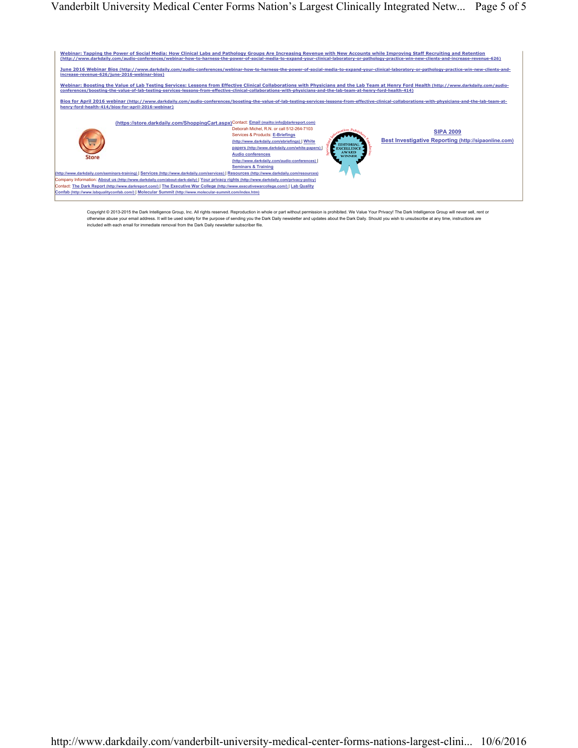Webinar: Tapping the Power of Social Media: How Clinical Labs and Pathology Groups Are Increasing Revenue with New Accounts while Improving Staff Recruiting and Retention (http://www.darkdaily.com/audio-conferences/webinar-how-to-harness-the-power-of-social-media-to-expand-your-clinical-laboratory-or-pathology-practice-win-new-clients-and-increase-revenue-626)

June 2016 Webinar Bios (http://www.darkdaily.com/audio-conferences/webinar-how-to-harness-the-power-of-social-media-to-expand-your-clinical-laboratory-or-pathology-practice-win-new-clients-and-increase-revenue-626/june-2016-webinar-bios)

Webinar: Boosting the Value of Lab Testing Services: Lessons from Effective Clinical Collaborations with Physicians and the Lab Team at Henry Ford Health (http://www.darkdaily.com/audio-conferences/boosting-the-value-of-lab-testing-services-lessons-from-effective-clinical-collaborations-with-physicians-and-the-lab-team-at-henry-ford-health-414)

Bios for April 2016 webinar (http://www.darkdaily.com/audio-conferences/boosting-the-value-of-lab-testing-services-lessons-from-effective-clinical-collaborations-with-physicians-and-the-lab-team-at-henry-ford-health-414/bios-for-april-2016-webinar)

Store (https://store.darkdaily.com/ShoppingCart.aspx)

Contact: Email (mailto:info@darkreport.com) Deborah Michel, R.N. or call 512-264-7103

Services & Products: E-Briefings (http://www.darkdaily.com/ebriefings) | White papers (http://www.darkdaily.com/white-papers) | Audio conferences (http://www.darkdaily.com/audio-conferences) | Seminars & Training (http://www.darkdaily.com/seminars-training) | Services (http://www.darkdaily.com/services) | Resources (http://www.darkdaily.com/resources)

Company Information: About us (http://www.darkdaily.com/about-dark-daily) | Your privacy rights (http://www.darkdaily.com/privacy-policy)

Contact: The Dark Report (http://www.darkreport.com/) | The Executive War College (http://www.executivewarcollege.com/) | Lab Quality Confab (http://www.labqualityconfab.com/) | Molecular Summit (http://www.molecular-summit.com/index.htm)

Specialized Information Publishers Foundation — EDITORIAL EXCELLENCE AWARD WINNER

SIPA 2009
Best Investigative Reporting (http://sipaonline.com)

Copyright © 2013-2015 the Dark Intelligence Group, Inc. All rights reserved. Reproduction in whole or part without permission is prohibited. We Value Your Privacy! The Dark Intelligence Group will never sell, rent or otherwise abuse your email address. It will be used solely for the purpose of sending you the Dark Daily newsletter and updates about the Dark Daily. Should you wish to unsubscribe at any time, instructions are included with each email for immediate removal from the Dark Daily newsletter subscriber file.